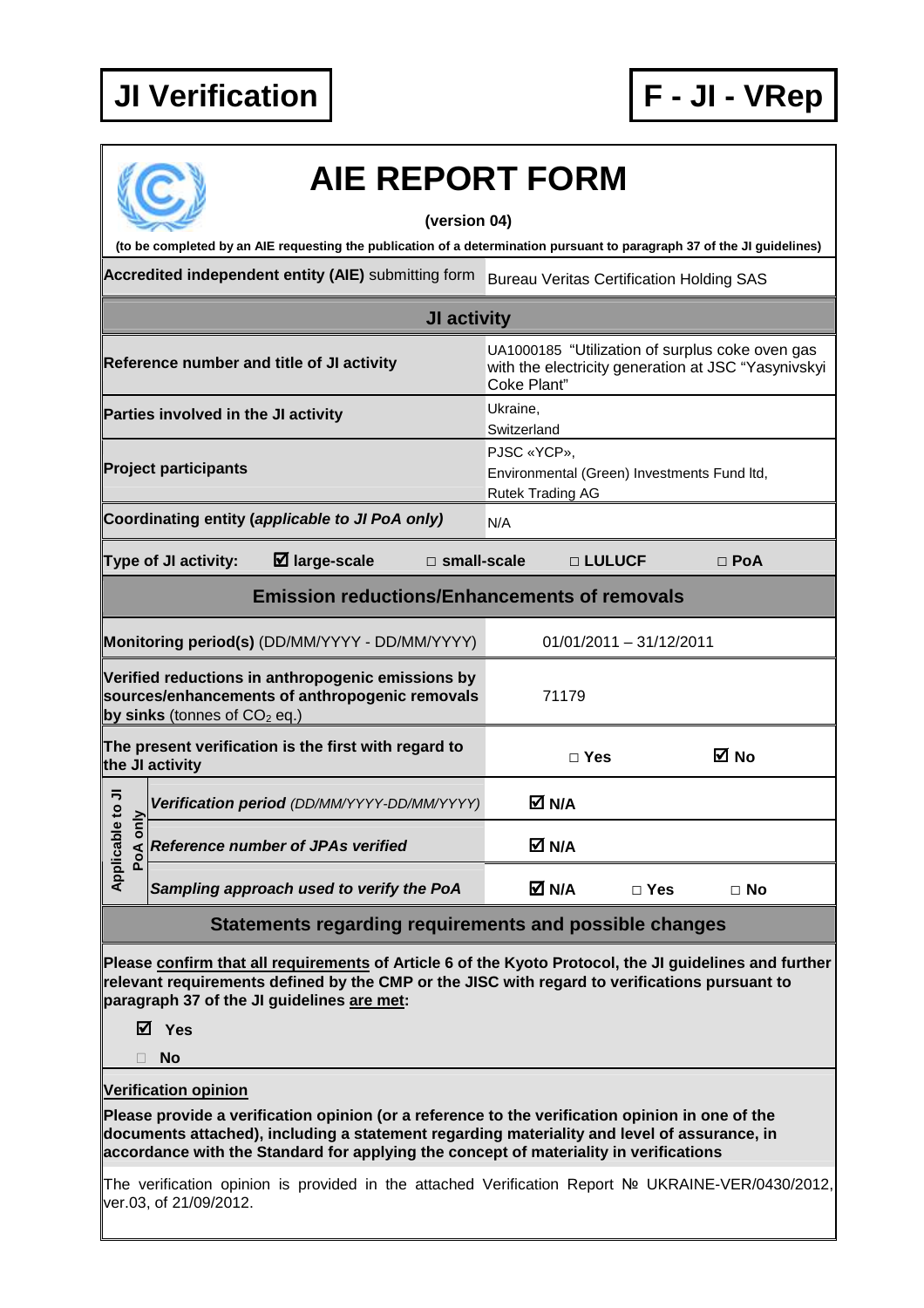**JI Verification**

**F - JI - VRep**

# AIE REPORT FORM

**(version 04)**

**(to be completed by an AIE requesting the publication of a determination pursuant to paragraph 37 of the JI guidelines)**

| **Accredited independent entity (AIE)** submitting form | Bureau Veritas Certification Holding SAS |
|---|---|

## JI activity

| | |
|---|---|
| **Reference number and title of JI activity** | UA1000185 "Utilization of surplus coke oven gas with the electricity generation at JSC "Yasynivskyi Coke Plant" |
| **Parties involved in the JI activity** | Ukraine,<br>Switzerland |
| **Project participants** | PJSC «YCP»,<br>Environmental (Green) Investments Fund ltd,<br>Rutek Trading AG |
| **Coordinating entity (*applicable to JI PoA only*)** | N/A |

**Type of JI activity:** ☑ **large-scale** □ **small-scale** □ **LULUCF** □ **PoA**

## Emission reductions/Enhancements of removals

| | |
|---|---|
| **Monitoring period(s)** (DD/MM/YYYY - DD/MM/YYYY) | 01/01/2011 – 31/12/2011 |
| **Verified reductions in anthropogenic emissions by sources/enhancements of anthropogenic removals by sinks** (tonnes of $CO_2$ eq.) | 71179 |
| **The present verification is the first with regard to the JI activity** | □ **Yes** ☑ **No** |

| Applicable to JI PoA only | | |
|---|---|---|
| | ***Verification period*** *(DD/MM/YYYY-DD/MM/YYYY)* | ☑ **N/A** |
| | ***Reference number of JPAs verified*** | ☑ **N/A** |
| | ***Sampling approach used to verify the PoA*** | ☑ **N/A** □ **Yes** □ **No** |

## Statements regarding requirements and possible changes

**Please confirm that all requirements of Article 6 of the Kyoto Protocol, the JI guidelines and further relevant requirements defined by the CMP or the JISC with regard to verifications pursuant to paragraph 37 of the JI guidelines are met:**

☑ **Yes**

□ **No**

**Verification opinion**

**Please provide a verification opinion (or a reference to the verification opinion in one of the documents attached), including a statement regarding materiality and level of assurance, in accordance with the Standard for applying the concept of materiality in verifications**

The verification opinion is provided in the attached Verification Report № UKRAINE-VER/0430/2012, ver.03, of 21/09/2012.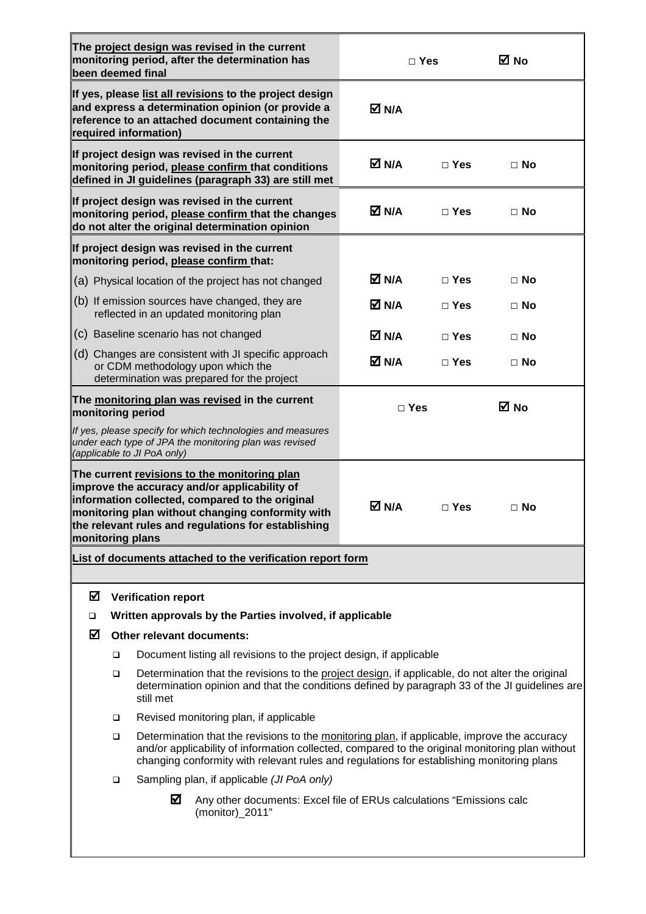| | | | |
|---|---|---|---|
| **The project design was revised in the current monitoring period, after the determination has been deemed final** | □ Yes | | ☑ No |
| **If yes, please list all revisions to the project design and express a determination opinion (or provide a reference to an attached document containing the required information)** | ☑ N/A | | |
| **If project design was revised in the current monitoring period, please confirm that conditions defined in JI guidelines (paragraph 33) are still met** | ☑ N/A | □ Yes | □ No |
| **If project design was revised in the current monitoring period, please confirm that the changes do not alter the original determination opinion** | ☑ N/A | □ Yes | □ No |
| **If project design was revised in the current monitoring period, please confirm that:** | | | |
| (a) Physical location of the project has not changed | ☑ N/A | □ Yes | □ No |
| (b) If emission sources have changed, they are reflected in an updated monitoring plan | ☑ N/A | □ Yes | □ No |
| (c) Baseline scenario has not changed | ☑ N/A | □ Yes | □ No |
| (d) Changes are consistent with JI specific approach or CDM methodology upon which the determination was prepared for the project | ☑ N/A | □ Yes | □ No |
| **The monitoring plan was revised in the current monitoring period**<br>*If yes, please specify for which technologies and measures under each type of JPA the monitoring plan was revised (applicable to JI PoA only)* | □ Yes | | ☑ No |
| **The current revisions to the monitoring plan improve the accuracy and/or applicability of information collected, compared to the original monitoring plan without changing conformity with the relevant rules and regulations for establishing monitoring plans** | ☑ N/A | □ Yes | □ No |

**List of documents attached to the verification report form**

- ☑ **Verification report**
- ❑ **Written approvals by the Parties involved, if applicable**
- ☑ **Other relevant documents:**
  - ❑ Document listing all revisions to the project design, if applicable
  - ❑ Determination that the revisions to the project design, if applicable, do not alter the original determination opinion and that the conditions defined by paragraph 33 of the JI guidelines are still met
  - ❑ Revised monitoring plan, if applicable
  - ❑ Determination that the revisions to the monitoring plan, if applicable, improve the accuracy and/or applicability of information collected, compared to the original monitoring plan without changing conformity with relevant rules and regulations for establishing monitoring plans
  - ❑ Sampling plan, if applicable *(JI PoA only)*
    - ☑ Any other documents: Excel file of ERUs calculations "Emissions calc (monitor)_2011"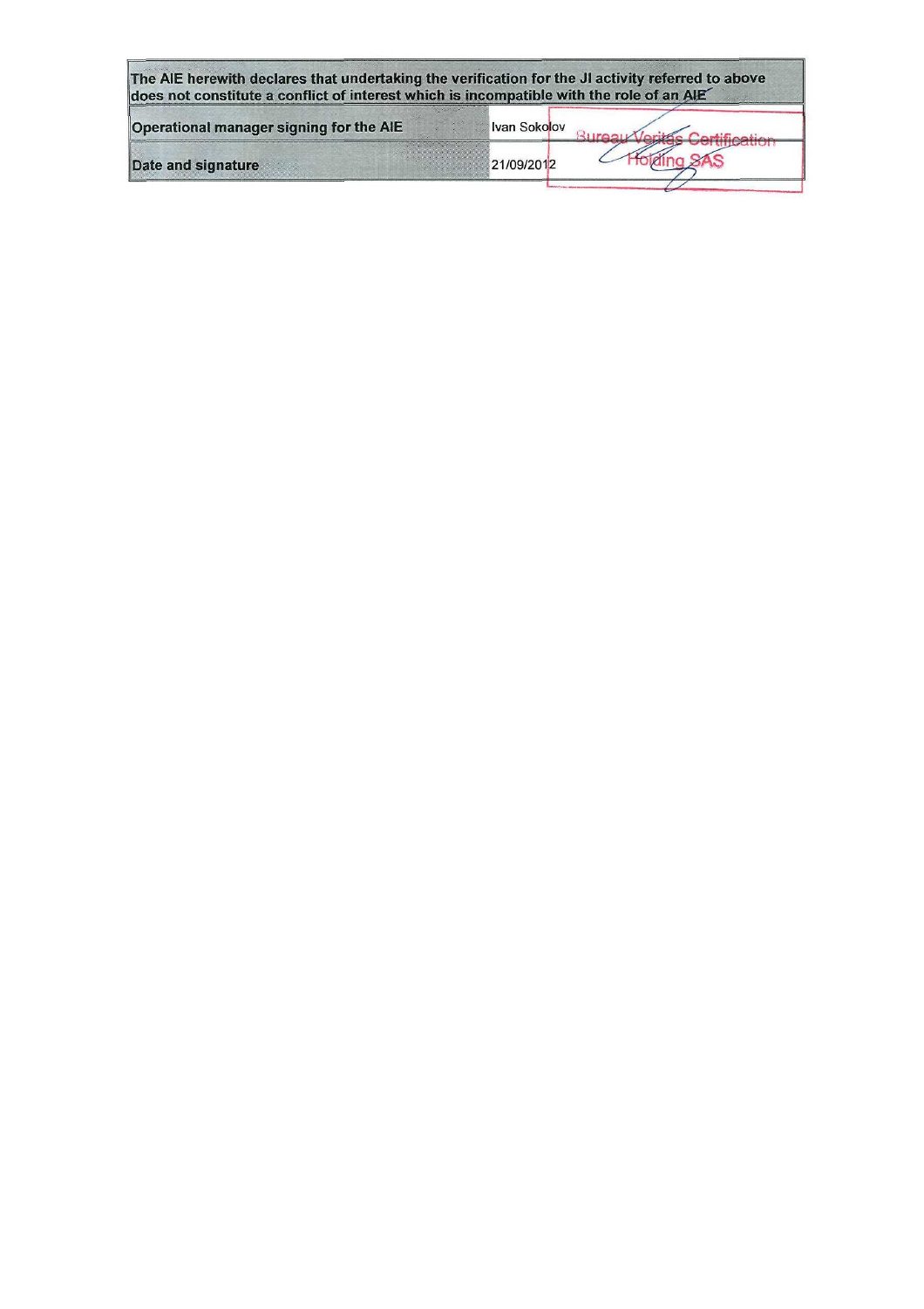| The AIE herewith declares that undertaking the verification for the JI activity referred to above does not constitute a conflict of interest which is incompatible with the role of an AIE | | |
|---|---|---|
| Operational manager signing for the AIE | Ivan Sokolov | Bureau Veritas Certification Holding SAS |
| Date and signature | 21/09/2012 | |